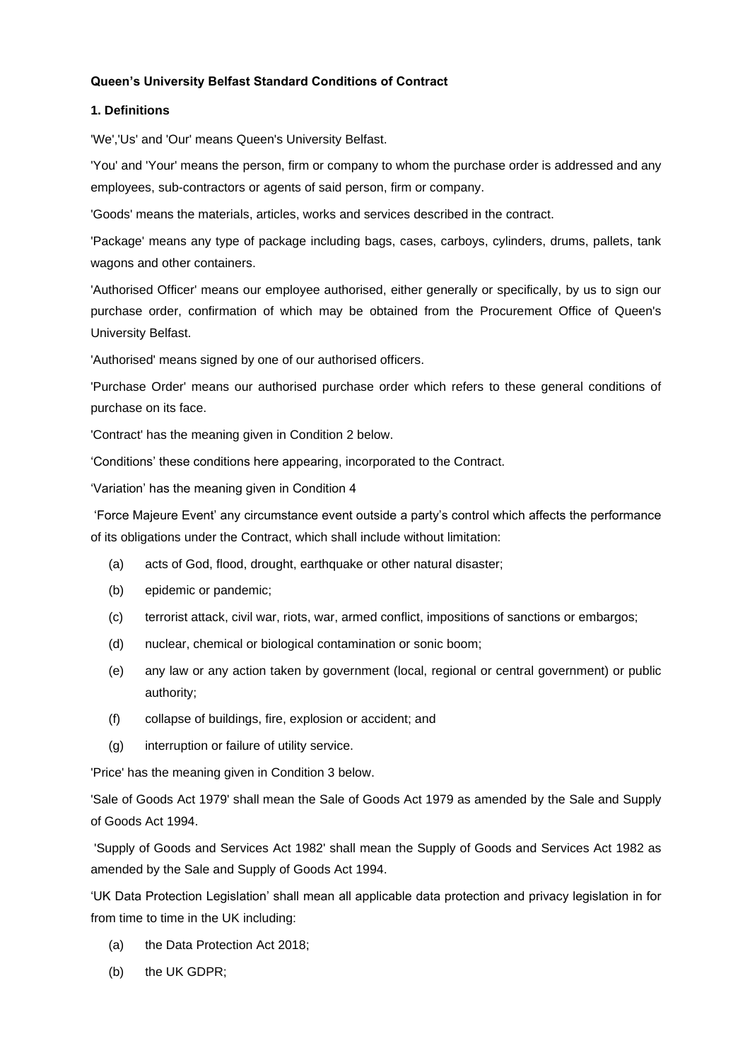**Queen's University Belfast Standard Conditions of Contract**

**1. Definitions**

'We','Us' and 'Our' means Queen's University Belfast.

'You' and 'Your' means the person, firm or company to whom the purchase order is addressed and any employees, sub-contractors or agents of said person, firm or company.

'Goods' means the materials, articles, works and services described in the contract.

'Package' means any type of package including bags, cases, carboys, cylinders, drums, pallets, tank wagons and other containers.

'Authorised Officer' means our employee authorised, either generally or specifically, by us to sign our purchase order, confirmation of which may be obtained from the Procurement Office of Queen's University Belfast.

'Authorised' means signed by one of our authorised officers.

'Purchase Order' means our authorised purchase order which refers to these general conditions of purchase on its face.

'Contract' has the meaning given in Condition 2 below.

'Conditions' these conditions here appearing, incorporated to the Contract.

'Variation' has the meaning given in Condition 4

'Force Majeure Event' any circumstance event outside a party's control which affects the performance of its obligations under the Contract, which shall include without limitation:

(a) acts of God, flood, drought, earthquake or other natural disaster;

(b) epidemic or pandemic;

(c) terrorist attack, civil war, riots, war, armed conflict, impositions of sanctions or embargos;

(d) nuclear, chemical or biological contamination or sonic boom;

(e) any law or any action taken by government (local, regional or central government) or public authority;

(f) collapse of buildings, fire, explosion or accident; and

(g) interruption or failure of utility service.

'Price' has the meaning given in Condition 3 below.

'Sale of Goods Act 1979' shall mean the Sale of Goods Act 1979 as amended by the Sale and Supply of Goods Act 1994.

'Supply of Goods and Services Act 1982' shall mean the Supply of Goods and Services Act 1982 as amended by the Sale and Supply of Goods Act 1994.

'UK Data Protection Legislation' shall mean all applicable data protection and privacy legislation in for from time to time in the UK including:

(a) the Data Protection Act 2018;

(b) the UK GDPR;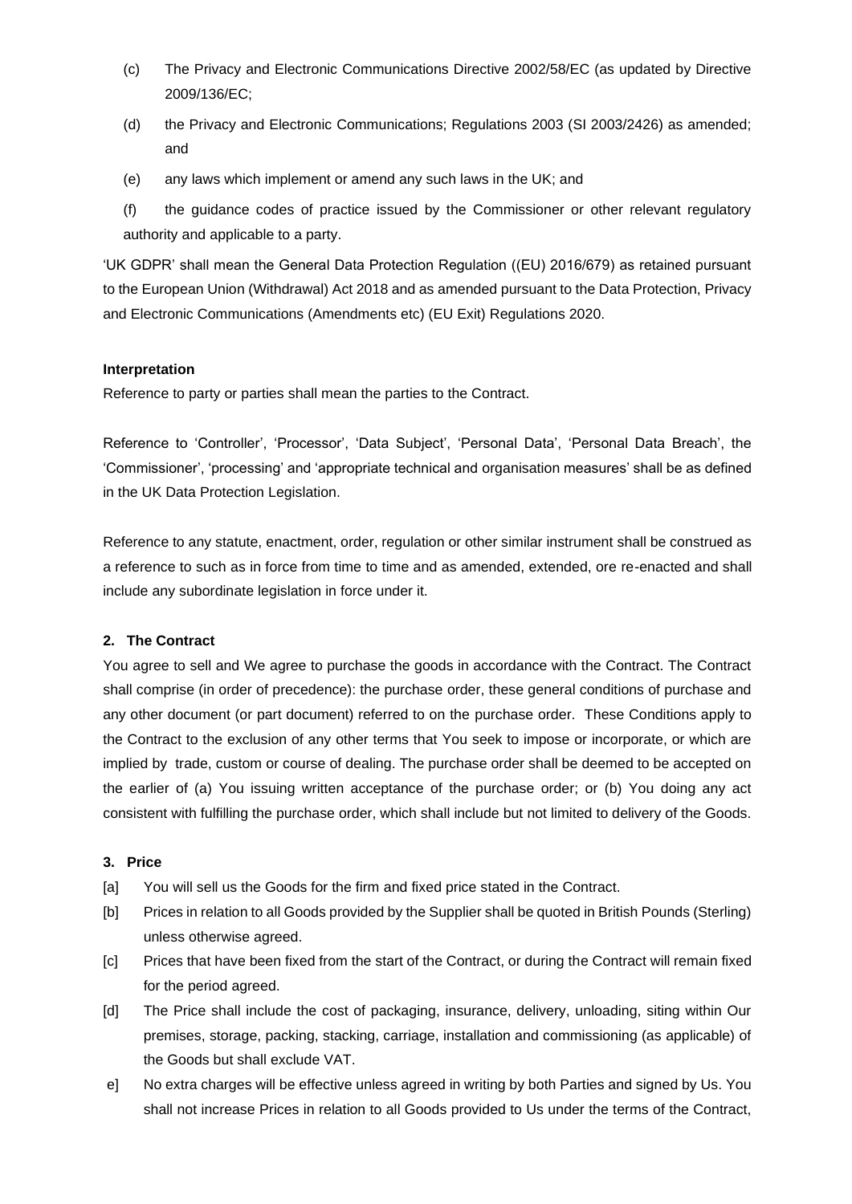(c) The Privacy and Electronic Communications Directive 2002/58/EC (as updated by Directive 2009/136/EC;

(d) the Privacy and Electronic Communications; Regulations 2003 (SI 2003/2426) as amended; and

(e) any laws which implement or amend any such laws in the UK; and

(f) the guidance codes of practice issued by the Commissioner or other relevant regulatory authority and applicable to a party.

'UK GDPR' shall mean the General Data Protection Regulation ((EU) 2016/679) as retained pursuant to the European Union (Withdrawal) Act 2018 and as amended pursuant to the Data Protection, Privacy and Electronic Communications (Amendments etc) (EU Exit) Regulations 2020.

**Interpretation**

Reference to party or parties shall mean the parties to the Contract.

Reference to 'Controller', 'Processor', 'Data Subject', 'Personal Data', 'Personal Data Breach', the 'Commissioner', 'processing' and 'appropriate technical and organisation measures' shall be as defined in the UK Data Protection Legislation.

Reference to any statute, enactment, order, regulation or other similar instrument shall be construed as a reference to such as in force from time to time and as amended, extended, ore re-enacted and shall include any subordinate legislation in force under it.

**2. The Contract**

You agree to sell and We agree to purchase the goods in accordance with the Contract. The Contract shall comprise (in order of precedence): the purchase order, these general conditions of purchase and any other document (or part document) referred to on the purchase order. These Conditions apply to the Contract to the exclusion of any other terms that You seek to impose or incorporate, or which are implied by trade, custom or course of dealing. The purchase order shall be deemed to be accepted on the earlier of (a) You issuing written acceptance of the purchase order; or (b) You doing any act consistent with fulfilling the purchase order, which shall include but not limited to delivery of the Goods.

**3. Price**

[a] You will sell us the Goods for the firm and fixed price stated in the Contract.

[b] Prices in relation to all Goods provided by the Supplier shall be quoted in British Pounds (Sterling) unless otherwise agreed.

[c] Prices that have been fixed from the start of the Contract, or during the Contract will remain fixed for the period agreed.

[d] The Price shall include the cost of packaging, insurance, delivery, unloading, siting within Our premises, storage, packing, stacking, carriage, installation and commissioning (as applicable) of the Goods but shall exclude VAT.

e] No extra charges will be effective unless agreed in writing by both Parties and signed by Us. You shall not increase Prices in relation to all Goods provided to Us under the terms of the Contract,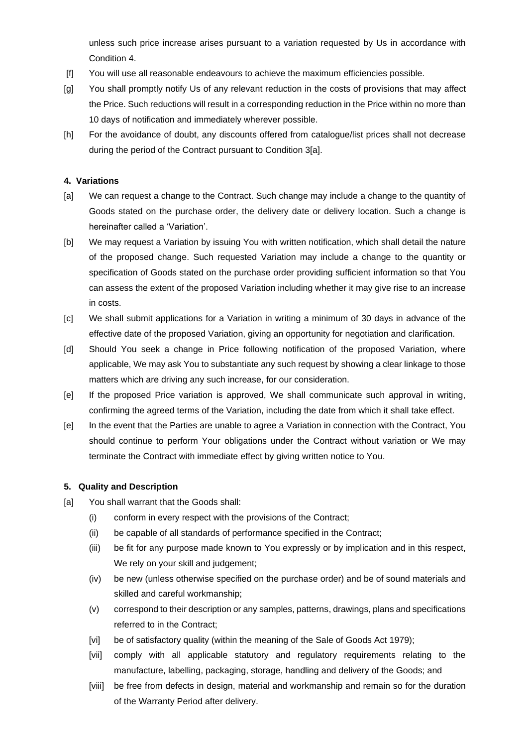unless such price increase arises pursuant to a variation requested by Us in accordance with Condition 4.

[f] You will use all reasonable endeavours to achieve the maximum efficiencies possible.

[g] You shall promptly notify Us of any relevant reduction in the costs of provisions that may affect the Price. Such reductions will result in a corresponding reduction in the Price within no more than 10 days of notification and immediately wherever possible.

[h] For the avoidance of doubt, any discounts offered from catalogue/list prices shall not decrease during the period of the Contract pursuant to Condition 3[a].

**4. Variations**

[a] We can request a change to the Contract. Such change may include a change to the quantity of Goods stated on the purchase order, the delivery date or delivery location. Such a change is hereinafter called a 'Variation'.

[b] We may request a Variation by issuing You with written notification, which shall detail the nature of the proposed change. Such requested Variation may include a change to the quantity or specification of Goods stated on the purchase order providing sufficient information so that You can assess the extent of the proposed Variation including whether it may give rise to an increase in costs.

[c] We shall submit applications for a Variation in writing a minimum of 30 days in advance of the effective date of the proposed Variation, giving an opportunity for negotiation and clarification.

[d] Should You seek a change in Price following notification of the proposed Variation, where applicable, We may ask You to substantiate any such request by showing a clear linkage to those matters which are driving any such increase, for our consideration.

[e] If the proposed Price variation is approved, We shall communicate such approval in writing, confirming the agreed terms of the Variation, including the date from which it shall take effect.

[e] In the event that the Parties are unable to agree a Variation in connection with the Contract, You should continue to perform Your obligations under the Contract without variation or We may terminate the Contract with immediate effect by giving written notice to You.

**5. Quality and Description**

[a] You shall warrant that the Goods shall:

(i) conform in every respect with the provisions of the Contract;

(ii) be capable of all standards of performance specified in the Contract;

(iii) be fit for any purpose made known to You expressly or by implication and in this respect, We rely on your skill and judgement;

(iv) be new (unless otherwise specified on the purchase order) and be of sound materials and skilled and careful workmanship;

(v) correspond to their description or any samples, patterns, drawings, plans and specifications referred to in the Contract;

[vi] be of satisfactory quality (within the meaning of the Sale of Goods Act 1979);

[vii] comply with all applicable statutory and regulatory requirements relating to the manufacture, labelling, packaging, storage, handling and delivery of the Goods; and

[viii] be free from defects in design, material and workmanship and remain so for the duration of the Warranty Period after delivery.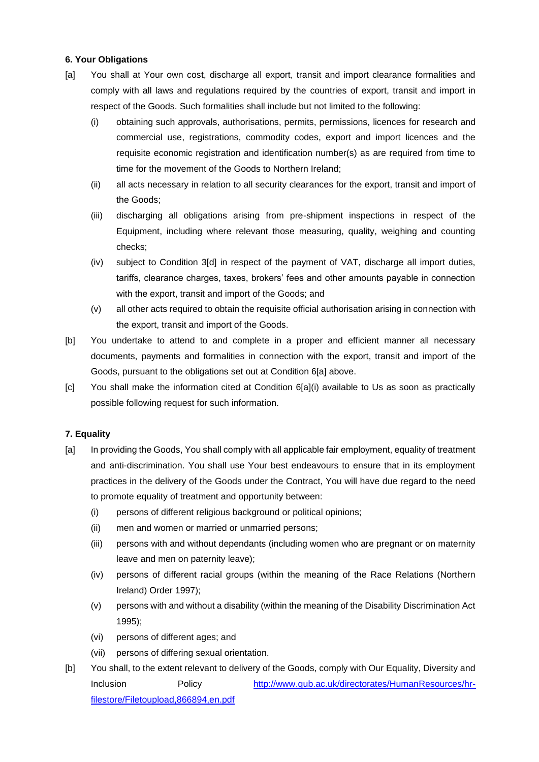**6. Your Obligations**

[a] You shall at Your own cost, discharge all export, transit and import clearance formalities and comply with all laws and regulations required by the countries of export, transit and import in respect of the Goods. Such formalities shall include but not limited to the following:

   (i) obtaining such approvals, authorisations, permits, permissions, licences for research and commercial use, registrations, commodity codes, export and import licences and the requisite economic registration and identification number(s) as are required from time to time for the movement of the Goods to Northern Ireland;

   (ii) all acts necessary in relation to all security clearances for the export, transit and import of the Goods;

   (iii) discharging all obligations arising from pre-shipment inspections in respect of the Equipment, including where relevant those measuring, quality, weighing and counting checks;

   (iv) subject to Condition 3[d] in respect of the payment of VAT, discharge all import duties, tariffs, clearance charges, taxes, brokers' fees and other amounts payable in connection with the export, transit and import of the Goods; and

   (v) all other acts required to obtain the requisite official authorisation arising in connection with the export, transit and import of the Goods.

[b] You undertake to attend to and complete in a proper and efficient manner all necessary documents, payments and formalities in connection with the export, transit and import of the Goods, pursuant to the obligations set out at Condition 6[a] above.

[c] You shall make the information cited at Condition 6[a](i) available to Us as soon as practically possible following request for such information.

**7. Equality**

[a] In providing the Goods, You shall comply with all applicable fair employment, equality of treatment and anti-discrimination. You shall use Your best endeavours to ensure that in its employment practices in the delivery of the Goods under the Contract, You will have due regard to the need to promote equality of treatment and opportunity between:

   (i) persons of different religious background or political opinions;

   (ii) men and women or married or unmarried persons;

   (iii) persons with and without dependants (including women who are pregnant or on maternity leave and men on paternity leave);

   (iv) persons of different racial groups (within the meaning of the Race Relations (Northern Ireland) Order 1997);

   (v) persons with and without a disability (within the meaning of the Disability Discrimination Act 1995);

   (vi) persons of different ages; and

   (vii) persons of differing sexual orientation.

[b] You shall, to the extent relevant to delivery of the Goods, comply with Our Equality, Diversity and Inclusion Policy http://www.qub.ac.uk/directorates/HumanResources/hr-filestore/Filetoupload,866894,en.pdf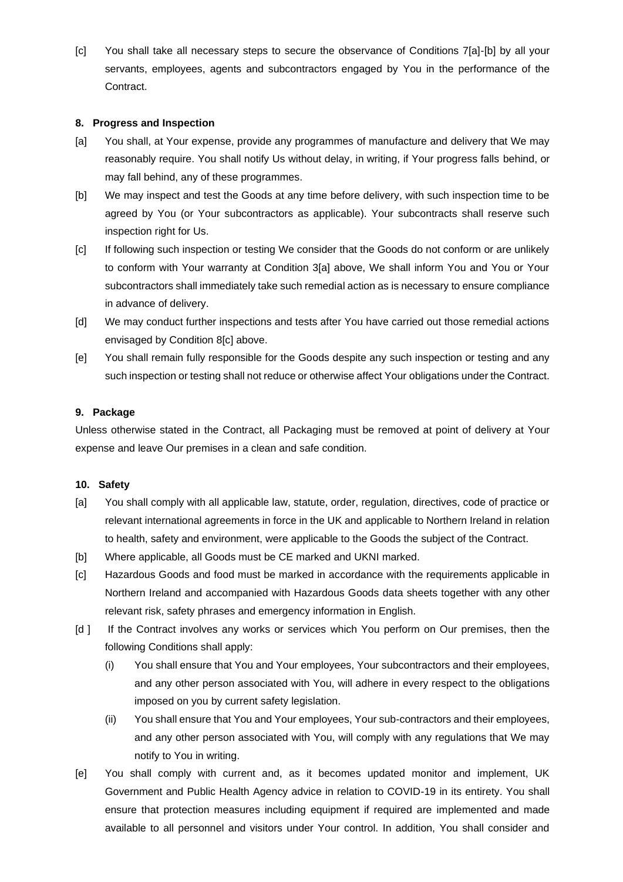[c] You shall take all necessary steps to secure the observance of Conditions 7[a]-[b] by all your servants, employees, agents and subcontractors engaged by You in the performance of the Contract.

### 8. Progress and Inspection

[a] You shall, at Your expense, provide any programmes of manufacture and delivery that We may reasonably require. You shall notify Us without delay, in writing, if Your progress falls behind, or may fall behind, any of these programmes.

[b] We may inspect and test the Goods at any time before delivery, with such inspection time to be agreed by You (or Your subcontractors as applicable). Your subcontracts shall reserve such inspection right for Us.

[c] If following such inspection or testing We consider that the Goods do not conform or are unlikely to conform with Your warranty at Condition 3[a] above, We shall inform You and You or Your subcontractors shall immediately take such remedial action as is necessary to ensure compliance in advance of delivery.

[d] We may conduct further inspections and tests after You have carried out those remedial actions envisaged by Condition 8[c] above.

[e] You shall remain fully responsible for the Goods despite any such inspection or testing and any such inspection or testing shall not reduce or otherwise affect Your obligations under the Contract.

### 9. Package

Unless otherwise stated in the Contract, all Packaging must be removed at point of delivery at Your expense and leave Our premises in a clean and safe condition.

### 10. Safety

[a] You shall comply with all applicable law, statute, order, regulation, directives, code of practice or relevant international agreements in force in the UK and applicable to Northern Ireland in relation to health, safety and environment, were applicable to the Goods the subject of the Contract.

[b] Where applicable, all Goods must be CE marked and UKNI marked.

[c] Hazardous Goods and food must be marked in accordance with the requirements applicable in Northern Ireland and accompanied with Hazardous Goods data sheets together with any other relevant risk, safety phrases and emergency information in English.

[d ] If the Contract involves any works or services which You perform on Our premises, then the following Conditions shall apply:

(i) You shall ensure that You and Your employees, Your subcontractors and their employees, and any other person associated with You, will adhere in every respect to the obligations imposed on you by current safety legislation.

(ii) You shall ensure that You and Your employees, Your sub-contractors and their employees, and any other person associated with You, will comply with any regulations that We may notify to You in writing.

[e] You shall comply with current and, as it becomes updated monitor and implement, UK Government and Public Health Agency advice in relation to COVID-19 in its entirety. You shall ensure that protection measures including equipment if required are implemented and made available to all personnel and visitors under Your control. In addition, You shall consider and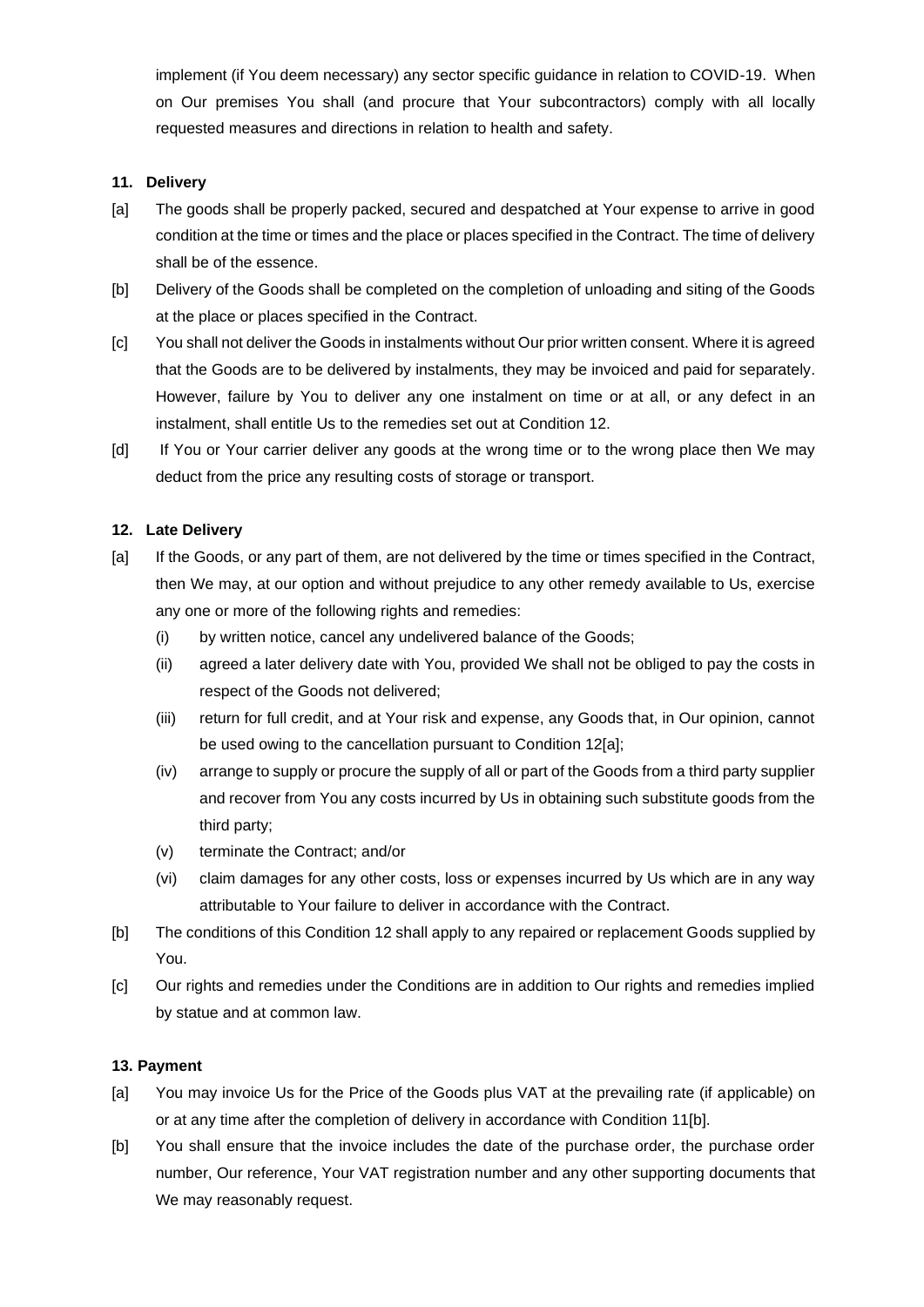implement (if You deem necessary) any sector specific guidance in relation to COVID-19. When on Our premises You shall (and procure that Your subcontractors) comply with all locally requested measures and directions in relation to health and safety.

### 11. Delivery

[a] The goods shall be properly packed, secured and despatched at Your expense to arrive in good condition at the time or times and the place or places specified in the Contract. The time of delivery shall be of the essence.

[b] Delivery of the Goods shall be completed on the completion of unloading and siting of the Goods at the place or places specified in the Contract.

[c] You shall not deliver the Goods in instalments without Our prior written consent. Where it is agreed that the Goods are to be delivered by instalments, they may be invoiced and paid for separately. However, failure by You to deliver any one instalment on time or at all, or any defect in an instalment, shall entitle Us to the remedies set out at Condition 12.

[d] If You or Your carrier deliver any goods at the wrong time or to the wrong place then We may deduct from the price any resulting costs of storage or transport.

### 12. Late Delivery

[a] If the Goods, or any part of them, are not delivered by the time or times specified in the Contract, then We may, at our option and without prejudice to any other remedy available to Us, exercise any one or more of the following rights and remedies:

(i) by written notice, cancel any undelivered balance of the Goods;

(ii) agreed a later delivery date with You, provided We shall not be obliged to pay the costs in respect of the Goods not delivered;

(iii) return for full credit, and at Your risk and expense, any Goods that, in Our opinion, cannot be used owing to the cancellation pursuant to Condition 12[a];

(iv) arrange to supply or procure the supply of all or part of the Goods from a third party supplier and recover from You any costs incurred by Us in obtaining such substitute goods from the third party;

(v) terminate the Contract; and/or

(vi) claim damages for any other costs, loss or expenses incurred by Us which are in any way attributable to Your failure to deliver in accordance with the Contract.

[b] The conditions of this Condition 12 shall apply to any repaired or replacement Goods supplied by You.

[c] Our rights and remedies under the Conditions are in addition to Our rights and remedies implied by statue and at common law.

### 13. Payment

[a] You may invoice Us for the Price of the Goods plus VAT at the prevailing rate (if applicable) on or at any time after the completion of delivery in accordance with Condition 11[b].

[b] You shall ensure that the invoice includes the date of the purchase order, the purchase order number, Our reference, Your VAT registration number and any other supporting documents that We may reasonably request.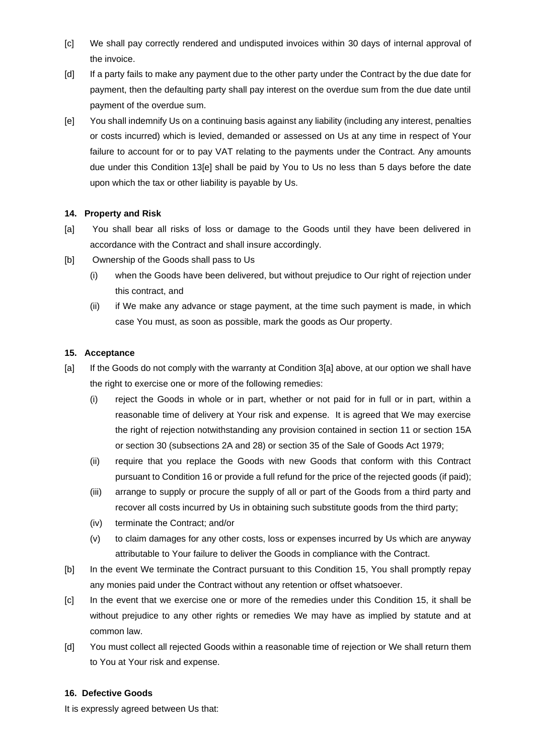[c] We shall pay correctly rendered and undisputed invoices within 30 days of internal approval of the invoice.

[d] If a party fails to make any payment due to the other party under the Contract by the due date for payment, then the defaulting party shall pay interest on the overdue sum from the due date until payment of the overdue sum.

[e] You shall indemnify Us on a continuing basis against any liability (including any interest, penalties or costs incurred) which is levied, demanded or assessed on Us at any time in respect of Your failure to account for or to pay VAT relating to the payments under the Contract. Any amounts due under this Condition 13[e] shall be paid by You to Us no less than 5 days before the date upon which the tax or other liability is payable by Us.

**14. Property and Risk**

[a] You shall bear all risks of loss or damage to the Goods until they have been delivered in accordance with the Contract and shall insure accordingly.

[b] Ownership of the Goods shall pass to Us

(i) when the Goods have been delivered, but without prejudice to Our right of rejection under this contract, and

(ii) if We make any advance or stage payment, at the time such payment is made, in which case You must, as soon as possible, mark the goods as Our property.

**15. Acceptance**

[a] If the Goods do not comply with the warranty at Condition 3[a] above, at our option we shall have the right to exercise one or more of the following remedies:

(i) reject the Goods in whole or in part, whether or not paid for in full or in part, within a reasonable time of delivery at Your risk and expense. It is agreed that We may exercise the right of rejection notwithstanding any provision contained in section 11 or section 15A or section 30 (subsections 2A and 28) or section 35 of the Sale of Goods Act 1979;

(ii) require that you replace the Goods with new Goods that conform with this Contract pursuant to Condition 16 or provide a full refund for the price of the rejected goods (if paid);

(iii) arrange to supply or procure the supply of all or part of the Goods from a third party and recover all costs incurred by Us in obtaining such substitute goods from the third party;

(iv) terminate the Contract; and/or

(v) to claim damages for any other costs, loss or expenses incurred by Us which are anyway attributable to Your failure to deliver the Goods in compliance with the Contract.

[b] In the event We terminate the Contract pursuant to this Condition 15, You shall promptly repay any monies paid under the Contract without any retention or offset whatsoever.

[c] In the event that we exercise one or more of the remedies under this Condition 15, it shall be without prejudice to any other rights or remedies We may have as implied by statute and at common law.

[d] You must collect all rejected Goods within a reasonable time of rejection or We shall return them to You at Your risk and expense.

**16. Defective Goods**

It is expressly agreed between Us that: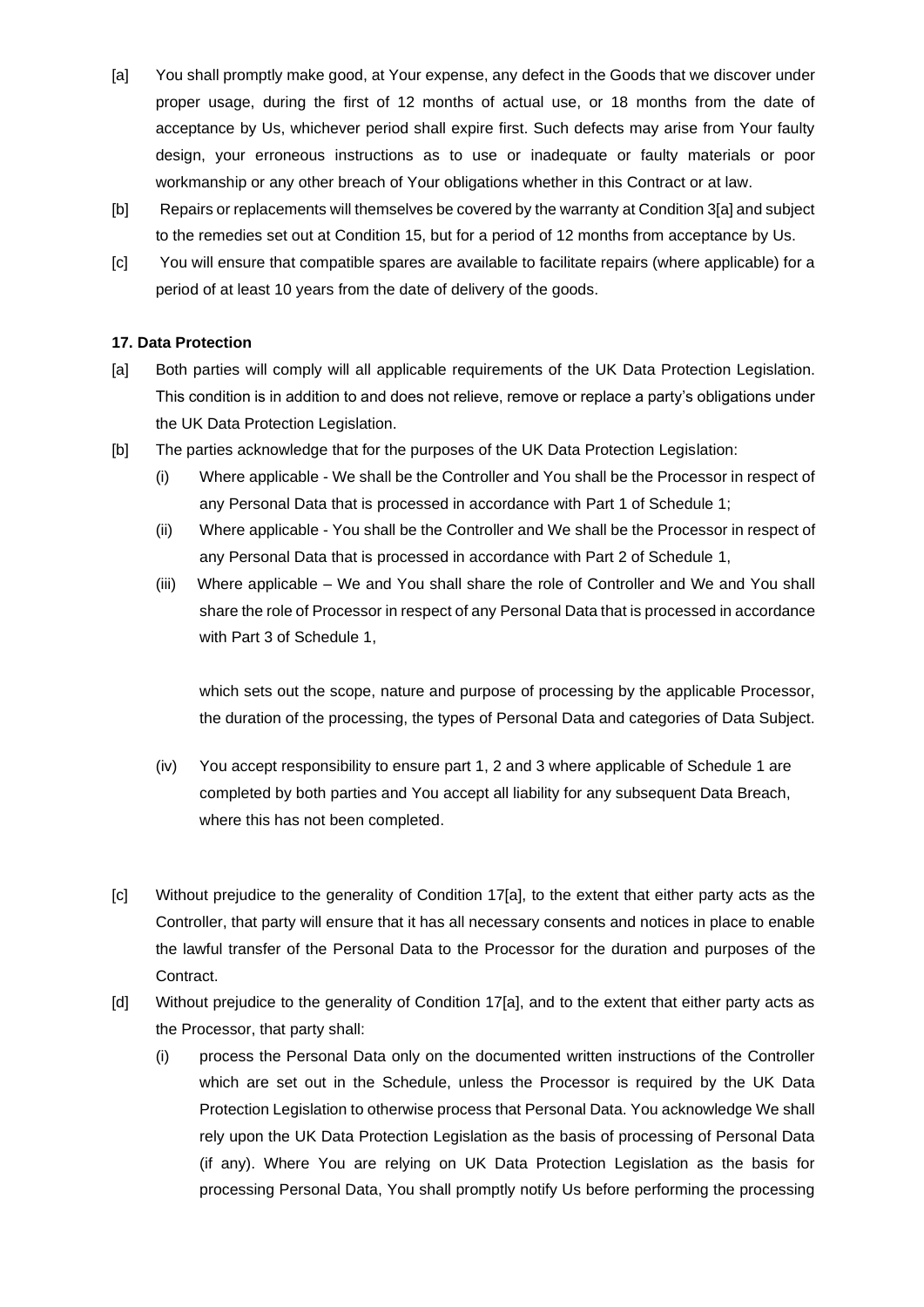[a] You shall promptly make good, at Your expense, any defect in the Goods that we discover under proper usage, during the first of 12 months of actual use, or 18 months from the date of acceptance by Us, whichever period shall expire first. Such defects may arise from Your faulty design, your erroneous instructions as to use or inadequate or faulty materials or poor workmanship or any other breach of Your obligations whether in this Contract or at law.

[b] Repairs or replacements will themselves be covered by the warranty at Condition 3[a] and subject to the remedies set out at Condition 15, but for a period of 12 months from acceptance by Us.

[c] You will ensure that compatible spares are available to facilitate repairs (where applicable) for a period of at least 10 years from the date of delivery of the goods.

**17. Data Protection**

[a] Both parties will comply will all applicable requirements of the UK Data Protection Legislation. This condition is in addition to and does not relieve, remove or replace a party's obligations under the UK Data Protection Legislation.

[b] The parties acknowledge that for the purposes of the UK Data Protection Legislation:

(i) Where applicable - We shall be the Controller and You shall be the Processor in respect of any Personal Data that is processed in accordance with Part 1 of Schedule 1;

(ii) Where applicable - You shall be the Controller and We shall be the Processor in respect of any Personal Data that is processed in accordance with Part 2 of Schedule 1,

(iii) Where applicable – We and You shall share the role of Controller and We and You shall share the role of Processor in respect of any Personal Data that is processed in accordance with Part 3 of Schedule 1,

which sets out the scope, nature and purpose of processing by the applicable Processor, the duration of the processing, the types of Personal Data and categories of Data Subject.

(iv) You accept responsibility to ensure part 1, 2 and 3 where applicable of Schedule 1 are completed by both parties and You accept all liability for any subsequent Data Breach, where this has not been completed.

[c] Without prejudice to the generality of Condition 17[a], to the extent that either party acts as the Controller, that party will ensure that it has all necessary consents and notices in place to enable the lawful transfer of the Personal Data to the Processor for the duration and purposes of the Contract.

[d] Without prejudice to the generality of Condition 17[a], and to the extent that either party acts as the Processor, that party shall:

(i) process the Personal Data only on the documented written instructions of the Controller which are set out in the Schedule, unless the Processor is required by the UK Data Protection Legislation to otherwise process that Personal Data. You acknowledge We shall rely upon the UK Data Protection Legislation as the basis of processing of Personal Data (if any). Where You are relying on UK Data Protection Legislation as the basis for processing Personal Data, You shall promptly notify Us before performing the processing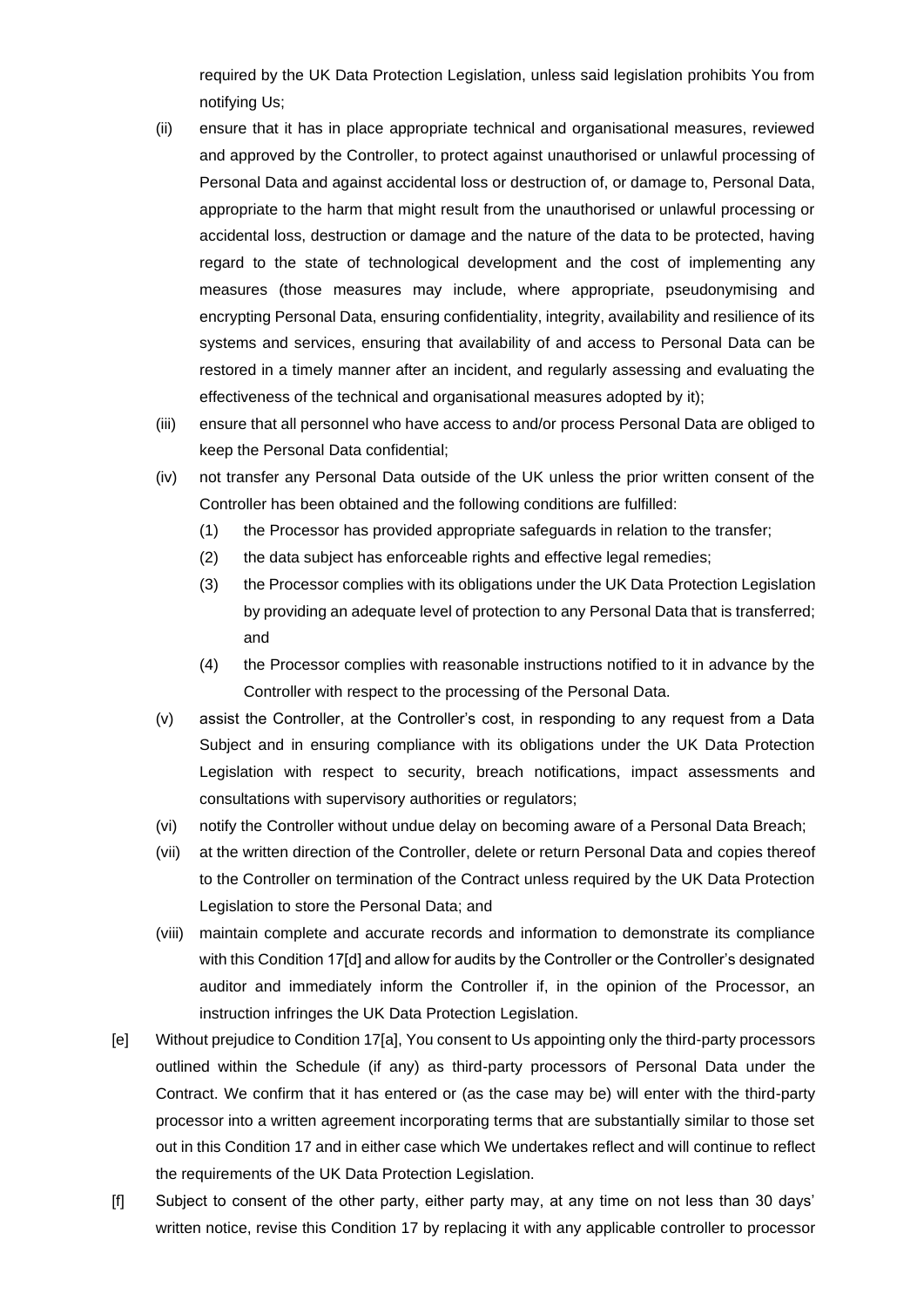required by the UK Data Protection Legislation, unless said legislation prohibits You from notifying Us;

(ii) ensure that it has in place appropriate technical and organisational measures, reviewed and approved by the Controller, to protect against unauthorised or unlawful processing of Personal Data and against accidental loss or destruction of, or damage to, Personal Data, appropriate to the harm that might result from the unauthorised or unlawful processing or accidental loss, destruction or damage and the nature of the data to be protected, having regard to the state of technological development and the cost of implementing any measures (those measures may include, where appropriate, pseudonymising and encrypting Personal Data, ensuring confidentiality, integrity, availability and resilience of its systems and services, ensuring that availability of and access to Personal Data can be restored in a timely manner after an incident, and regularly assessing and evaluating the effectiveness of the technical and organisational measures adopted by it);

(iii) ensure that all personnel who have access to and/or process Personal Data are obliged to keep the Personal Data confidential;

(iv) not transfer any Personal Data outside of the UK unless the prior written consent of the Controller has been obtained and the following conditions are fulfilled:

(1) the Processor has provided appropriate safeguards in relation to the transfer;

(2) the data subject has enforceable rights and effective legal remedies;

(3) the Processor complies with its obligations under the UK Data Protection Legislation by providing an adequate level of protection to any Personal Data that is transferred; and

(4) the Processor complies with reasonable instructions notified to it in advance by the Controller with respect to the processing of the Personal Data.

(v) assist the Controller, at the Controller's cost, in responding to any request from a Data Subject and in ensuring compliance with its obligations under the UK Data Protection Legislation with respect to security, breach notifications, impact assessments and consultations with supervisory authorities or regulators;

(vi) notify the Controller without undue delay on becoming aware of a Personal Data Breach;

(vii) at the written direction of the Controller, delete or return Personal Data and copies thereof to the Controller on termination of the Contract unless required by the UK Data Protection Legislation to store the Personal Data; and

(viii) maintain complete and accurate records and information to demonstrate its compliance with this Condition 17[d] and allow for audits by the Controller or the Controller's designated auditor and immediately inform the Controller if, in the opinion of the Processor, an instruction infringes the UK Data Protection Legislation.

[e] Without prejudice to Condition 17[a], You consent to Us appointing only the third-party processors outlined within the Schedule (if any) as third-party processors of Personal Data under the Contract. We confirm that it has entered or (as the case may be) will enter with the third-party processor into a written agreement incorporating terms that are substantially similar to those set out in this Condition 17 and in either case which We undertakes reflect and will continue to reflect the requirements of the UK Data Protection Legislation.

[f] Subject to consent of the other party, either party may, at any time on not less than 30 days' written notice, revise this Condition 17 by replacing it with any applicable controller to processor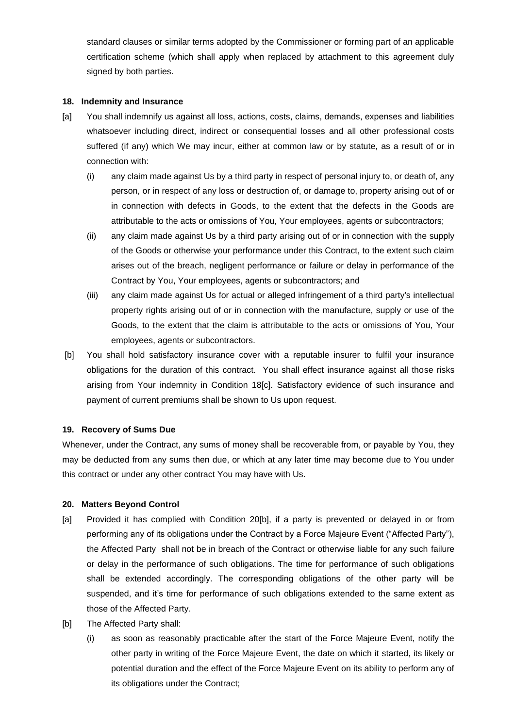standard clauses or similar terms adopted by the Commissioner or forming part of an applicable certification scheme (which shall apply when replaced by attachment to this agreement duly signed by both parties.

**18. Indemnity and Insurance**

[a] You shall indemnify us against all loss, actions, costs, claims, demands, expenses and liabilities whatsoever including direct, indirect or consequential losses and all other professional costs suffered (if any) which We may incur, either at common law or by statute, as a result of or in connection with:

(i) any claim made against Us by a third party in respect of personal injury to, or death of, any person, or in respect of any loss or destruction of, or damage to, property arising out of or in connection with defects in Goods, to the extent that the defects in the Goods are attributable to the acts or omissions of You, Your employees, agents or subcontractors;

(ii) any claim made against Us by a third party arising out of or in connection with the supply of the Goods or otherwise your performance under this Contract, to the extent such claim arises out of the breach, negligent performance or failure or delay in performance of the Contract by You, Your employees, agents or subcontractors; and

(iii) any claim made against Us for actual or alleged infringement of a third party's intellectual property rights arising out of or in connection with the manufacture, supply or use of the Goods, to the extent that the claim is attributable to the acts or omissions of You, Your employees, agents or subcontractors.

[b] You shall hold satisfactory insurance cover with a reputable insurer to fulfil your insurance obligations for the duration of this contract. You shall effect insurance against all those risks arising from Your indemnity in Condition 18[c]. Satisfactory evidence of such insurance and payment of current premiums shall be shown to Us upon request.

**19. Recovery of Sums Due**

Whenever, under the Contract, any sums of money shall be recoverable from, or payable by You, they may be deducted from any sums then due, or which at any later time may become due to You under this contract or under any other contract You may have with Us.

**20. Matters Beyond Control**

[a] Provided it has complied with Condition 20[b], if a party is prevented or delayed in or from performing any of its obligations under the Contract by a Force Majeure Event ("Affected Party"), the Affected Party shall not be in breach of the Contract or otherwise liable for any such failure or delay in the performance of such obligations. The time for performance of such obligations shall be extended accordingly. The corresponding obligations of the other party will be suspended, and it's time for performance of such obligations extended to the same extent as those of the Affected Party.

[b] The Affected Party shall:

(i) as soon as reasonably practicable after the start of the Force Majeure Event, notify the other party in writing of the Force Majeure Event, the date on which it started, its likely or potential duration and the effect of the Force Majeure Event on its ability to perform any of its obligations under the Contract;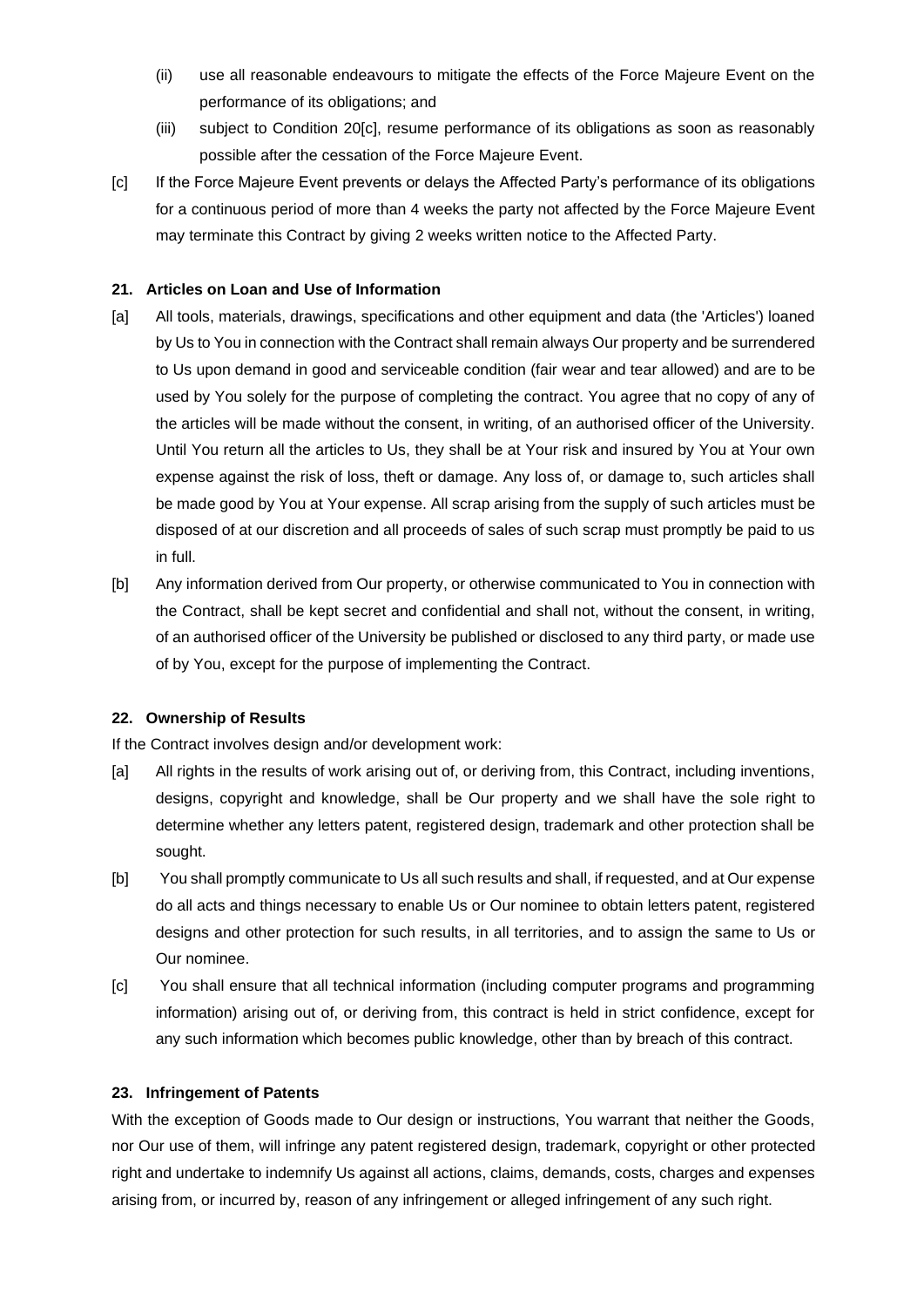(ii) use all reasonable endeavours to mitigate the effects of the Force Majeure Event on the performance of its obligations; and

(iii) subject to Condition 20[c], resume performance of its obligations as soon as reasonably possible after the cessation of the Force Majeure Event.

[c] If the Force Majeure Event prevents or delays the Affected Party's performance of its obligations for a continuous period of more than 4 weeks the party not affected by the Force Majeure Event may terminate this Contract by giving 2 weeks written notice to the Affected Party.

**21. Articles on Loan and Use of Information**

[a] All tools, materials, drawings, specifications and other equipment and data (the 'Articles') loaned by Us to You in connection with the Contract shall remain always Our property and be surrendered to Us upon demand in good and serviceable condition (fair wear and tear allowed) and are to be used by You solely for the purpose of completing the contract. You agree that no copy of any of the articles will be made without the consent, in writing, of an authorised officer of the University. Until You return all the articles to Us, they shall be at Your risk and insured by You at Your own expense against the risk of loss, theft or damage. Any loss of, or damage to, such articles shall be made good by You at Your expense. All scrap arising from the supply of such articles must be disposed of at our discretion and all proceeds of sales of such scrap must promptly be paid to us in full.

[b] Any information derived from Our property, or otherwise communicated to You in connection with the Contract, shall be kept secret and confidential and shall not, without the consent, in writing, of an authorised officer of the University be published or disclosed to any third party, or made use of by You, except for the purpose of implementing the Contract.

**22. Ownership of Results**

If the Contract involves design and/or development work:

[a] All rights in the results of work arising out of, or deriving from, this Contract, including inventions, designs, copyright and knowledge, shall be Our property and we shall have the sole right to determine whether any letters patent, registered design, trademark and other protection shall be sought.

[b] You shall promptly communicate to Us all such results and shall, if requested, and at Our expense do all acts and things necessary to enable Us or Our nominee to obtain letters patent, registered designs and other protection for such results, in all territories, and to assign the same to Us or Our nominee.

[c] You shall ensure that all technical information (including computer programs and programming information) arising out of, or deriving from, this contract is held in strict confidence, except for any such information which becomes public knowledge, other than by breach of this contract.

**23. Infringement of Patents**

With the exception of Goods made to Our design or instructions, You warrant that neither the Goods, nor Our use of them, will infringe any patent registered design, trademark, copyright or other protected right and undertake to indemnify Us against all actions, claims, demands, costs, charges and expenses arising from, or incurred by, reason of any infringement or alleged infringement of any such right.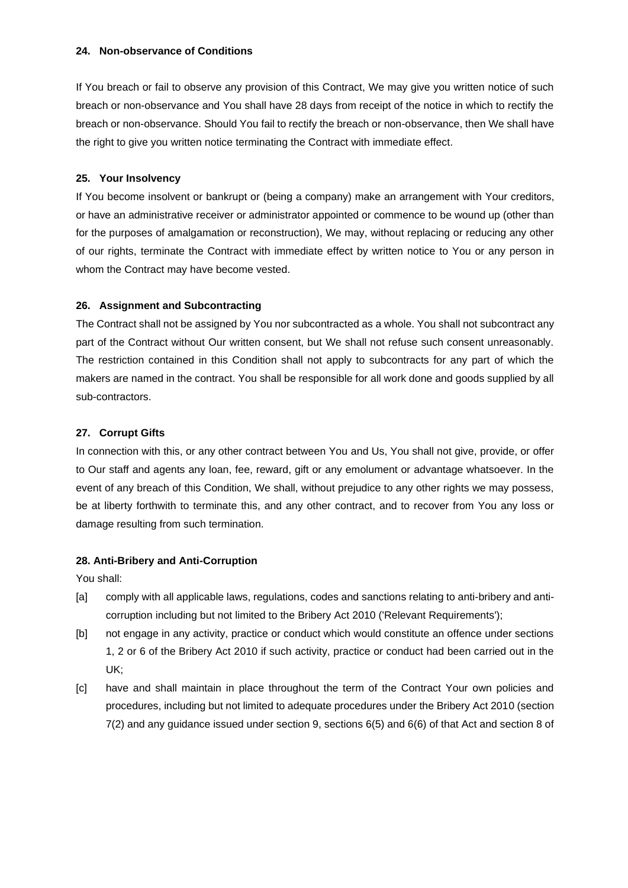### 24. Non-observance of Conditions

If You breach or fail to observe any provision of this Contract, We may give you written notice of such breach or non-observance and You shall have 28 days from receipt of the notice in which to rectify the breach or non-observance. Should You fail to rectify the breach or non-observance, then We shall have the right to give you written notice terminating the Contract with immediate effect.

### 25. Your Insolvency

If You become insolvent or bankrupt or (being a company) make an arrangement with Your creditors, or have an administrative receiver or administrator appointed or commence to be wound up (other than for the purposes of amalgamation or reconstruction), We may, without replacing or reducing any other of our rights, terminate the Contract with immediate effect by written notice to You or any person in whom the Contract may have become vested.

### 26. Assignment and Subcontracting

The Contract shall not be assigned by You nor subcontracted as a whole. You shall not subcontract any part of the Contract without Our written consent, but We shall not refuse such consent unreasonably. The restriction contained in this Condition shall not apply to subcontracts for any part of which the makers are named in the contract. You shall be responsible for all work done and goods supplied by all sub-contractors.

### 27. Corrupt Gifts

In connection with this, or any other contract between You and Us, You shall not give, provide, or offer to Our staff and agents any loan, fee, reward, gift or any emolument or advantage whatsoever. In the event of any breach of this Condition, We shall, without prejudice to any other rights we may possess, be at liberty forthwith to terminate this, and any other contract, and to recover from You any loss or damage resulting from such termination.

### 28. Anti-Bribery and Anti-Corruption

You shall:

[a] comply with all applicable laws, regulations, codes and sanctions relating to anti-bribery and anti-corruption including but not limited to the Bribery Act 2010 ('Relevant Requirements');

[b] not engage in any activity, practice or conduct which would constitute an offence under sections 1, 2 or 6 of the Bribery Act 2010 if such activity, practice or conduct had been carried out in the UK;

[c] have and shall maintain in place throughout the term of the Contract Your own policies and procedures, including but not limited to adequate procedures under the Bribery Act 2010 (section 7(2) and any guidance issued under section 9, sections 6(5) and 6(6) of that Act and section 8 of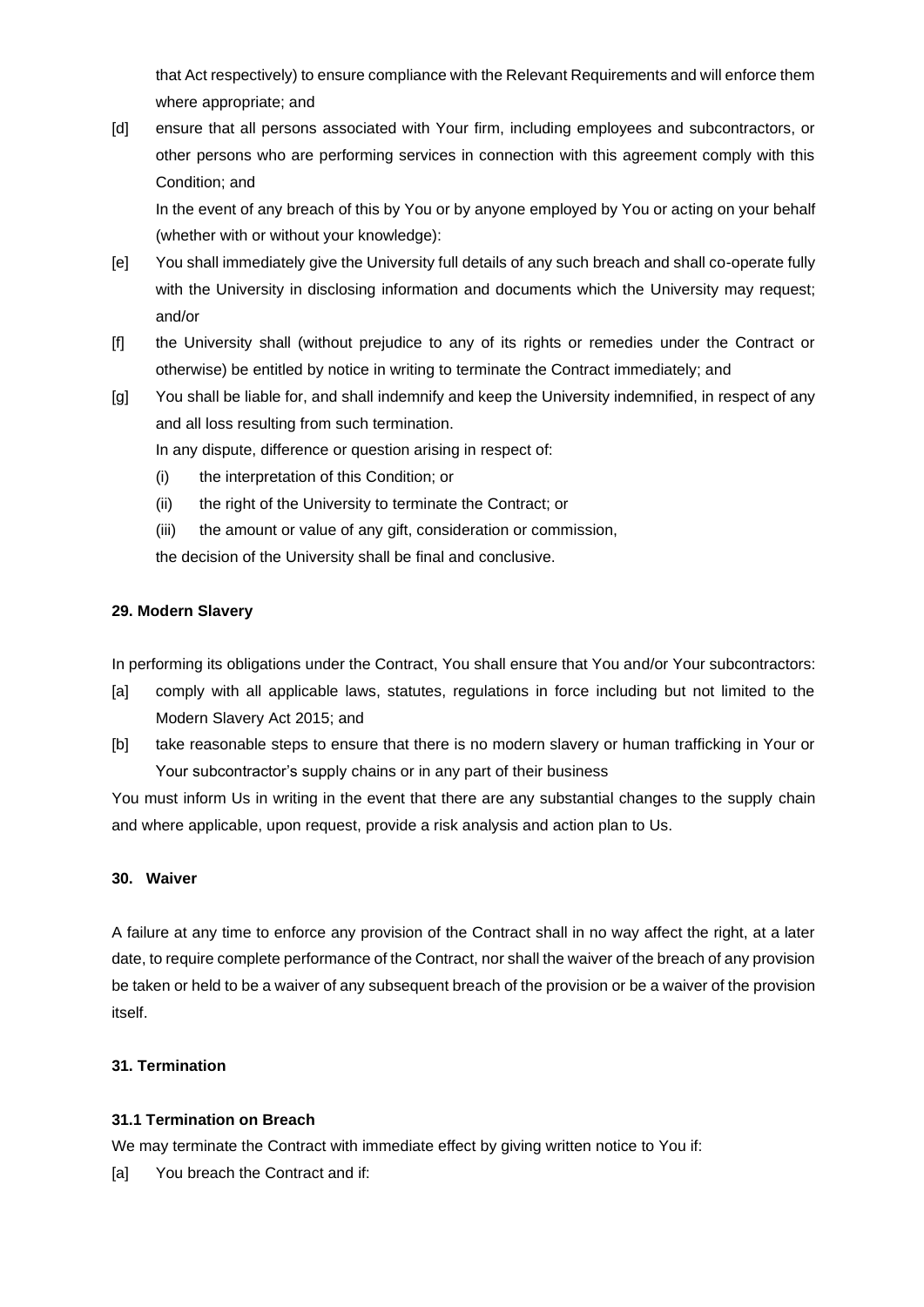that Act respectively) to ensure compliance with the Relevant Requirements and will enforce them where appropriate; and

[d] ensure that all persons associated with Your firm, including employees and subcontractors, or other persons who are performing services in connection with this agreement comply with this Condition; and

In the event of any breach of this by You or by anyone employed by You or acting on your behalf (whether with or without your knowledge):

[e] You shall immediately give the University full details of any such breach and shall co-operate fully with the University in disclosing information and documents which the University may request; and/or

[f] the University shall (without prejudice to any of its rights or remedies under the Contract or otherwise) be entitled by notice in writing to terminate the Contract immediately; and

[g] You shall be liable for, and shall indemnify and keep the University indemnified, in respect of any and all loss resulting from such termination.

In any dispute, difference or question arising in respect of:

(i) the interpretation of this Condition; or

(ii) the right of the University to terminate the Contract; or

(iii) the amount or value of any gift, consideration or commission,

the decision of the University shall be final and conclusive.

**29. Modern Slavery**

In performing its obligations under the Contract, You shall ensure that You and/or Your subcontractors:

[a] comply with all applicable laws, statutes, regulations in force including but not limited to the Modern Slavery Act 2015; and

[b] take reasonable steps to ensure that there is no modern slavery or human trafficking in Your or Your subcontractor's supply chains or in any part of their business

You must inform Us in writing in the event that there are any substantial changes to the supply chain and where applicable, upon request, provide a risk analysis and action plan to Us.

**30. Waiver**

A failure at any time to enforce any provision of the Contract shall in no way affect the right, at a later date, to require complete performance of the Contract, nor shall the waiver of the breach of any provision be taken or held to be a waiver of any subsequent breach of the provision or be a waiver of the provision itself.

**31. Termination**

**31.1 Termination on Breach**

We may terminate the Contract with immediate effect by giving written notice to You if:

[a] You breach the Contract and if: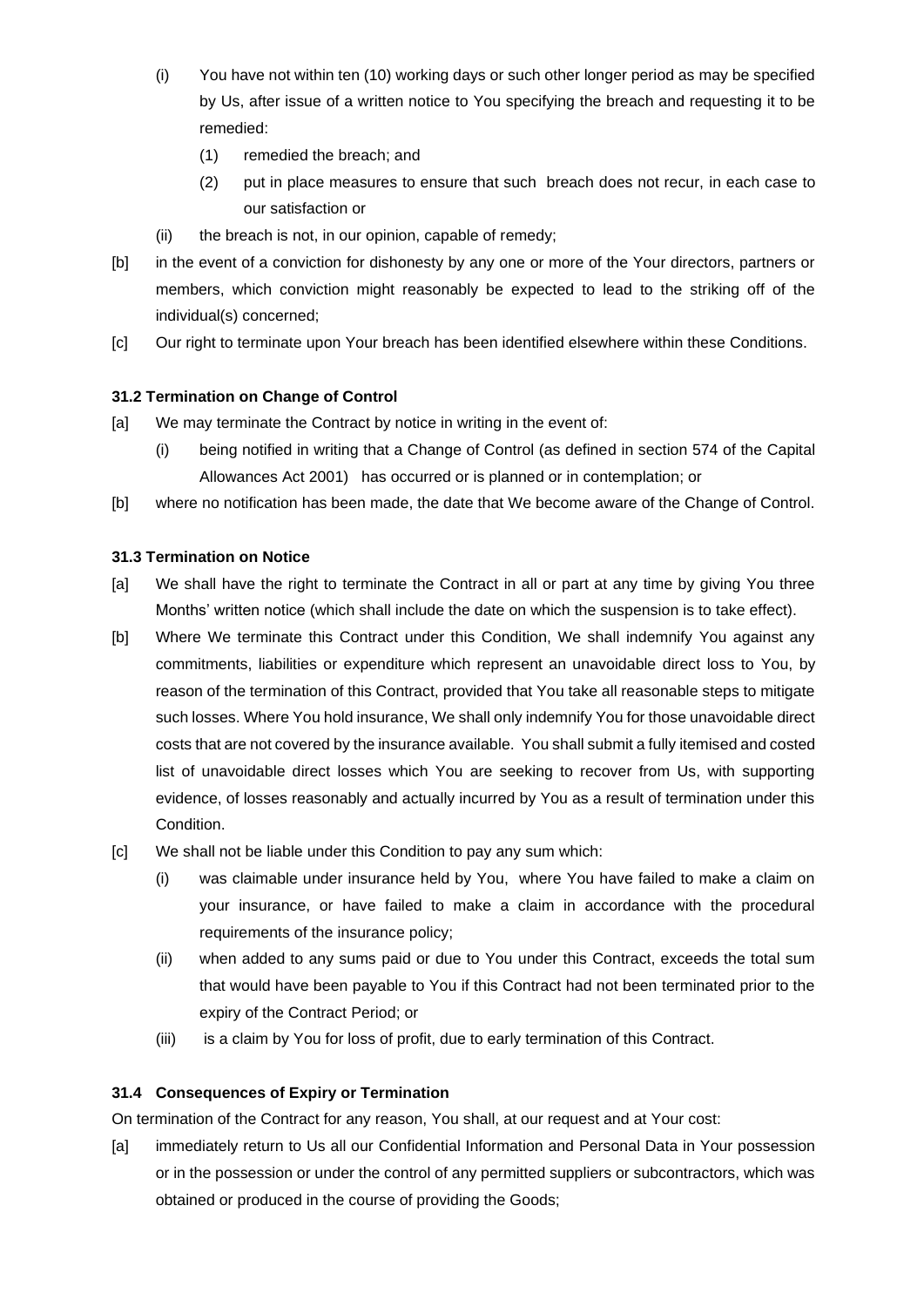(i) You have not within ten (10) working days or such other longer period as may be specified by Us, after issue of a written notice to You specifying the breach and requesting it to be remedied:

(1) remedied the breach; and

(2) put in place measures to ensure that such breach does not recur, in each case to our satisfaction or

(ii) the breach is not, in our opinion, capable of remedy;

[b] in the event of a conviction for dishonesty by any one or more of the Your directors, partners or members, which conviction might reasonably be expected to lead to the striking off of the individual(s) concerned;

[c] Our right to terminate upon Your breach has been identified elsewhere within these Conditions.

**31.2 Termination on Change of Control**

[a] We may terminate the Contract by notice in writing in the event of:

(i) being notified in writing that a Change of Control (as defined in section 574 of the Capital Allowances Act 2001) has occurred or is planned or in contemplation; or

[b] where no notification has been made, the date that We become aware of the Change of Control.

**31.3 Termination on Notice**

[a] We shall have the right to terminate the Contract in all or part at any time by giving You three Months' written notice (which shall include the date on which the suspension is to take effect).

[b] Where We terminate this Contract under this Condition, We shall indemnify You against any commitments, liabilities or expenditure which represent an unavoidable direct loss to You, by reason of the termination of this Contract, provided that You take all reasonable steps to mitigate such losses. Where You hold insurance, We shall only indemnify You for those unavoidable direct costs that are not covered by the insurance available. You shall submit a fully itemised and costed list of unavoidable direct losses which You are seeking to recover from Us, with supporting evidence, of losses reasonably and actually incurred by You as a result of termination under this Condition.

[c] We shall not be liable under this Condition to pay any sum which:

(i) was claimable under insurance held by You, where You have failed to make a claim on your insurance, or have failed to make a claim in accordance with the procedural requirements of the insurance policy;

(ii) when added to any sums paid or due to You under this Contract, exceeds the total sum that would have been payable to You if this Contract had not been terminated prior to the expiry of the Contract Period; or

(iii) is a claim by You for loss of profit, due to early termination of this Contract.

**31.4 Consequences of Expiry or Termination**

On termination of the Contract for any reason, You shall, at our request and at Your cost:

[a] immediately return to Us all our Confidential Information and Personal Data in Your possession or in the possession or under the control of any permitted suppliers or subcontractors, which was obtained or produced in the course of providing the Goods;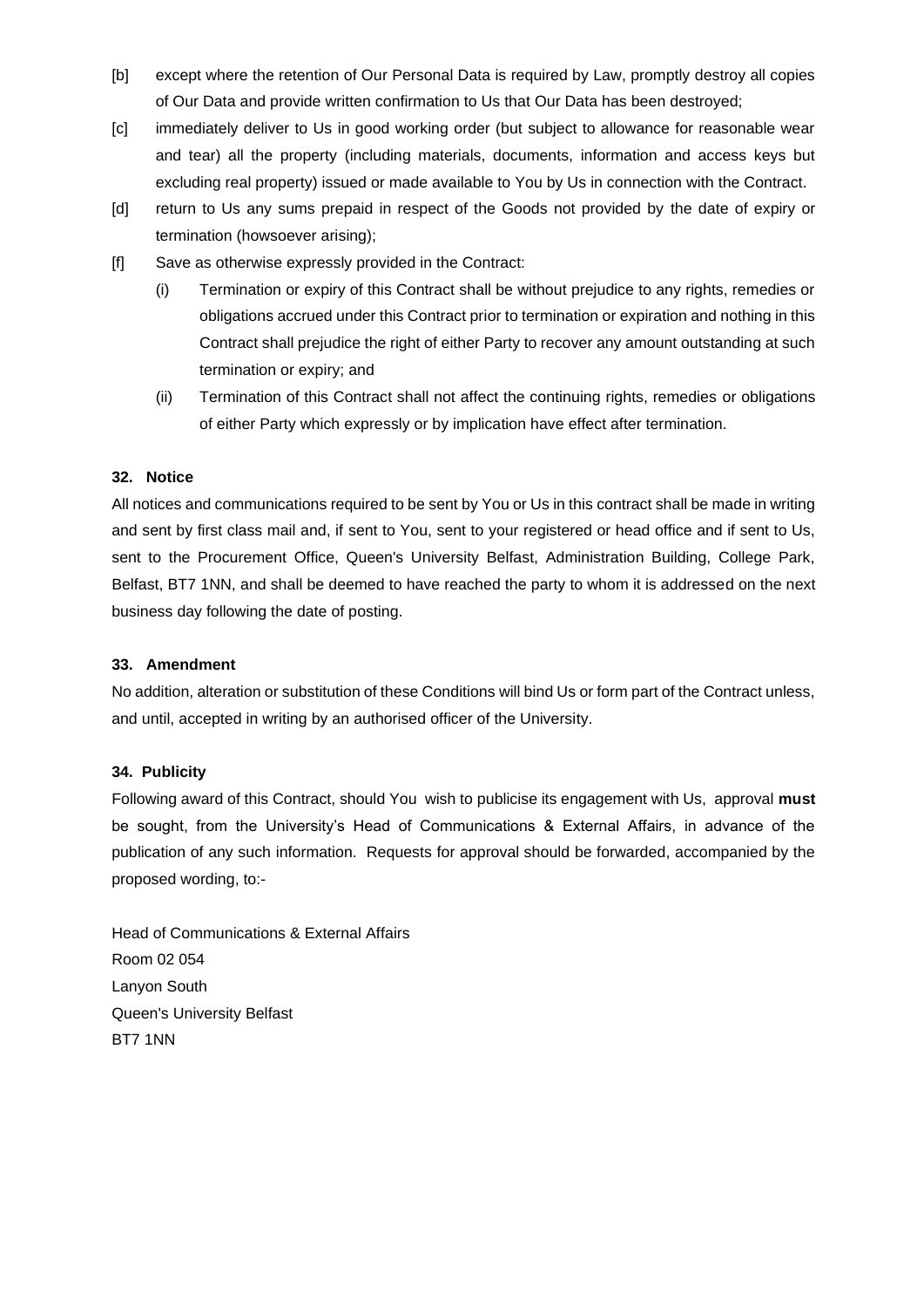[b] except where the retention of Our Personal Data is required by Law, promptly destroy all copies of Our Data and provide written confirmation to Us that Our Data has been destroyed;

[c] immediately deliver to Us in good working order (but subject to allowance for reasonable wear and tear) all the property (including materials, documents, information and access keys but excluding real property) issued or made available to You by Us in connection with the Contract.

[d] return to Us any sums prepaid in respect of the Goods not provided by the date of expiry or termination (howsoever arising);

[f] Save as otherwise expressly provided in the Contract:

(i) Termination or expiry of this Contract shall be without prejudice to any rights, remedies or obligations accrued under this Contract prior to termination or expiration and nothing in this Contract shall prejudice the right of either Party to recover any amount outstanding at such termination or expiry; and

(ii) Termination of this Contract shall not affect the continuing rights, remedies or obligations of either Party which expressly or by implication have effect after termination.

**32. Notice**

All notices and communications required to be sent by You or Us in this contract shall be made in writing and sent by first class mail and, if sent to You, sent to your registered or head office and if sent to Us, sent to the Procurement Office, Queen's University Belfast, Administration Building, College Park, Belfast, BT7 1NN, and shall be deemed to have reached the party to whom it is addressed on the next business day following the date of posting.

**33. Amendment**

No addition, alteration or substitution of these Conditions will bind Us or form part of the Contract unless, and until, accepted in writing by an authorised officer of the University.

**34. Publicity**

Following award of this Contract, should You wish to publicise its engagement with Us, approval **must** be sought, from the University's Head of Communications & External Affairs, in advance of the publication of any such information. Requests for approval should be forwarded, accompanied by the proposed wording, to:-

Head of Communications & External Affairs
Room 02 054
Lanyon South
Queen's University Belfast
BT7 1NN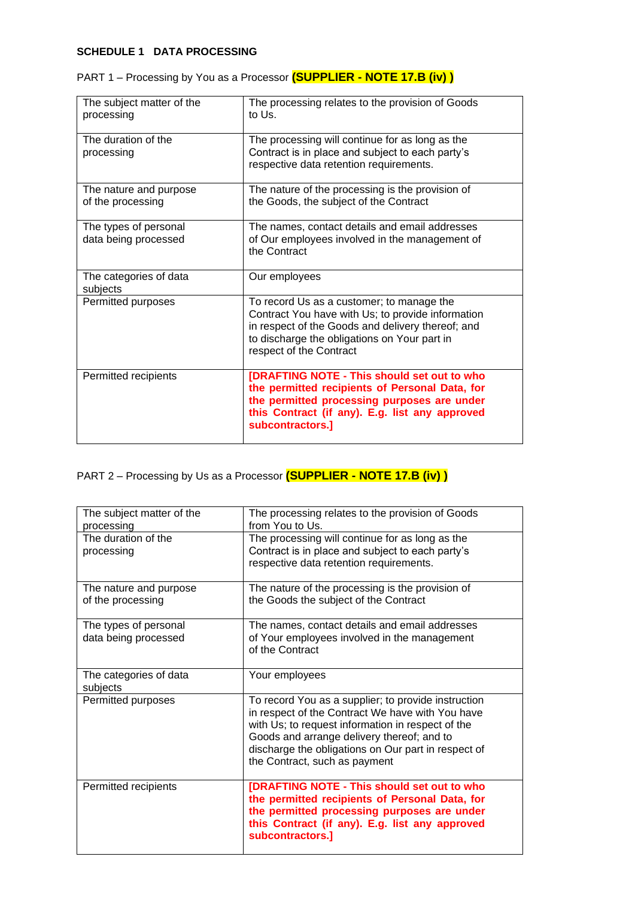**SCHEDULE 1 DATA PROCESSING**

PART 1 – Processing by You as a Processor **(SUPPLIER - NOTE 17.B (iv) )**

| | |
|---|---|
| The subject matter of the processing | The processing relates to the provision of Goods to Us. |
| The duration of the processing | The processing will continue for as long as the Contract is in place and subject to each party's respective data retention requirements. |
| The nature and purpose of the processing | The nature of the processing is the provision of the Goods, the subject of the Contract |
| The types of personal data being processed | The names, contact details and email addresses of Our employees involved in the management of the Contract |
| The categories of data subjects | Our employees |
| Permitted purposes | To record Us as a customer; to manage the Contract You have with Us; to provide information in respect of the Goods and delivery thereof; and to discharge the obligations on Your part in respect of the Contract |
| Permitted recipients | **[DRAFTING NOTE - This should set out to who the permitted recipients of Personal Data, for the permitted processing purposes are under this Contract (if any). E.g. list any approved subcontractors.]** |

PART 2 – Processing by Us as a Processor **(SUPPLIER - NOTE 17.B (iv) )**

| | |
|---|---|
| The subject matter of the processing | The processing relates to the provision of Goods from You to Us. |
| The duration of the processing | The processing will continue for as long as the Contract is in place and subject to each party's respective data retention requirements. |
| The nature and purpose of the processing | The nature of the processing is the provision of the Goods the subject of the Contract |
| The types of personal data being processed | The names, contact details and email addresses of Your employees involved in the management of the Contract |
| The categories of data subjects | Your employees |
| Permitted purposes | To record You as a supplier; to provide instruction in respect of the Contract We have with You have with Us; to request information in respect of the Goods and arrange delivery thereof; and to discharge the obligations on Our part in respect of the Contract, such as payment |
| Permitted recipients | **[DRAFTING NOTE - This should set out to who the permitted recipients of Personal Data, for the permitted processing purposes are under this Contract (if any). E.g. list any approved subcontractors.]** |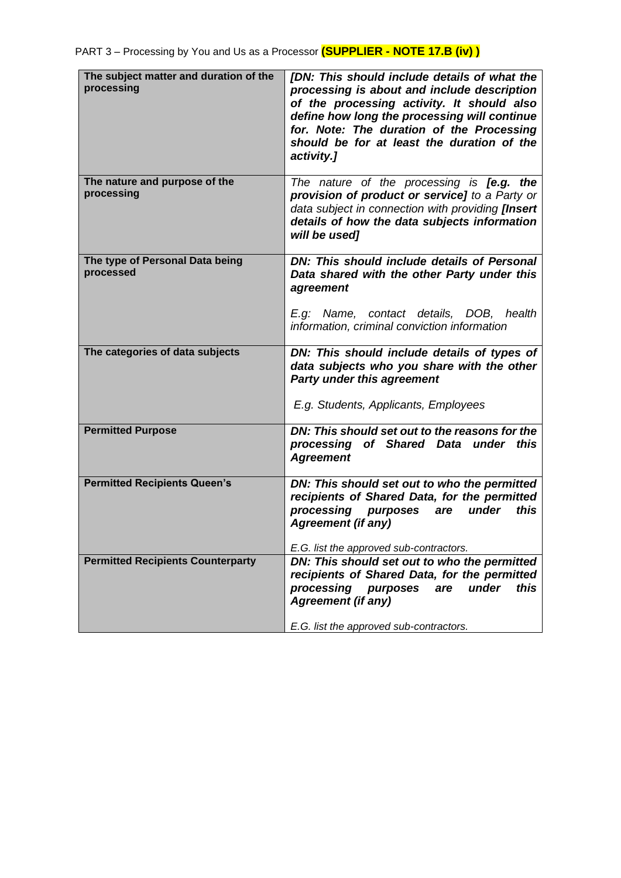PART 3 – Processing by You and Us as a Processor **(SUPPLIER - NOTE 17.B (iv) )**

| | |
|---|---|
| **The subject matter and duration of the processing** | ***[DN: This should include details of what the processing is about and include description of the processing activity. It should also define how long the processing will continue for. Note: The duration of the Processing should be for at least the duration of the activity.]*** |
| **The nature and purpose of the processing** | *The nature of the processing is **[e.g. the provision of product or service]** to a Party or data subject in connection with providing **[Insert details of how the data subjects information will be used]*** |
| **The type of Personal Data being processed** | ***DN: This should include details of Personal Data shared with the other Party under this agreement***<br><br>*E.g: Name, contact details, DOB, health information, criminal conviction information* |
| **The categories of data subjects** | ***DN: This should include details of types of data subjects who you share with the other Party under this agreement***<br><br>*E.g. Students, Applicants, Employees* |
| **Permitted Purpose** | ***DN: This should set out to the reasons for the processing of Shared Data under this Agreement*** |
| **Permitted Recipients Queen's** | ***DN: This should set out to who the permitted recipients of Shared Data, for the permitted processing purposes are under this Agreement (if any)***<br><br>*E.G. list the approved sub-contractors.* |
| **Permitted Recipients Counterparty** | ***DN: This should set out to who the permitted recipients of Shared Data, for the permitted processing purposes are under this Agreement (if any)***<br><br>*E.G. list the approved sub-contractors.* |